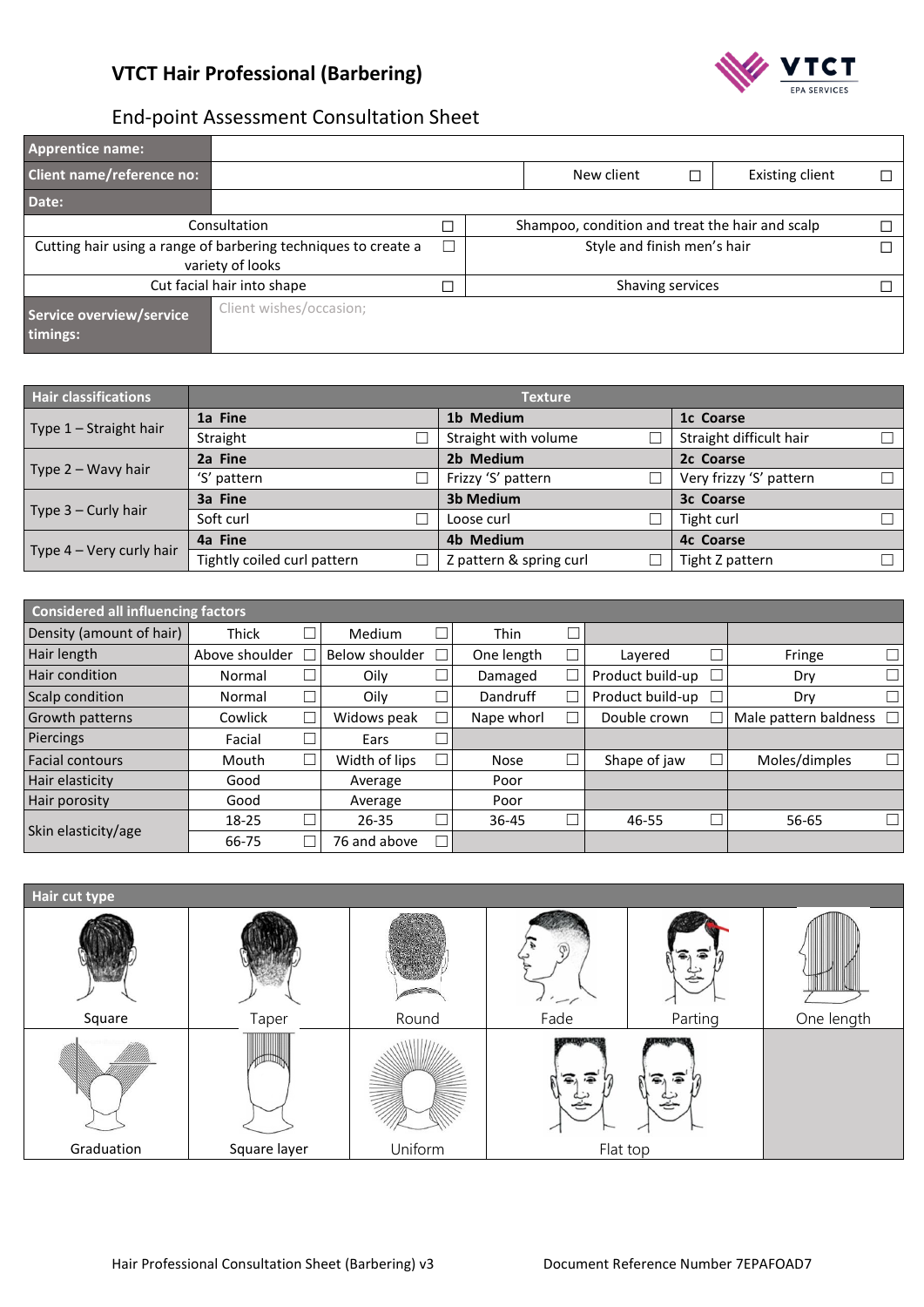# VTCT Hair Professional (Barbering)

## End-point Assessment Consultation Sheet

| Apprentice name: | | | | | |
|---|---|---|---|---|---|
| Client name/reference no: | | New client | ☐ | Existing client | ☐ |
| Date: | | | | | |

| | | | |
|---|---|---|---|
| Consultation | ☐ | Shampoo, condition and treat the hair and scalp | ☐ |
| Cutting hair using a range of barbering techniques to create a variety of looks | ☐ | Style and finish men's hair | ☐ |
| Cut facial hair into shape | ☐ | Shaving services | ☐ |

| Service overview/service timings: | Client wishes/occasion; |
|---|---|

| Hair classifications | Texture | | | | | |
|---|---|---|---|---|---|---|
| Type 1 – Straight hair | **1a Fine** | | **1b Medium** | | **1c Coarse** | |
| | Straight | ☐ | Straight with volume | ☐ | Straight difficult hair | ☐ |
| Type 2 – Wavy hair | **2a Fine** | | **2b Medium** | | **2c Coarse** | |
| | 'S' pattern | ☐ | Frizzy 'S' pattern | ☐ | Very frizzy 'S' pattern | ☐ |
| Type 3 – Curly hair | **3a Fine** | | **3b Medium** | | **3c Coarse** | |
| | Soft curl | ☐ | Loose curl | ☐ | Tight curl | ☐ |
| Type 4 – Very curly hair | **4a Fine** | | **4b Medium** | | **4c Coarse** | |
| | Tightly coiled curl pattern | ☐ | Z pattern & spring curl | ☐ | Tight Z pattern | ☐ |

| Considered all influencing factors | | | | | | | | | | |
|---|---|---|---|---|---|---|---|---|---|---|
| Density (amount of hair) | Thick | ☐ | Medium | ☐ | Thin | ☐ | | | | |
| Hair length | Above shoulder | ☐ | Below shoulder | ☐ | One length | ☐ | Layered | ☐ | Fringe | ☐ |
| Hair condition | Normal | ☐ | Oily | ☐ | Damaged | ☐ | Product build-up | ☐ | Dry | ☐ |
| Scalp condition | Normal | ☐ | Oily | ☐ | Dandruff | ☐ | Product build-up | ☐ | Dry | ☐ |
| Growth patterns | Cowlick | ☐ | Widows peak | ☐ | Nape whorl | ☐ | Double crown | ☐ | Male pattern baldness | ☐ |
| Piercings | Facial | ☐ | Ears | ☐ | | | | | | |
| Facial contours | Mouth | ☐ | Width of lips | ☐ | Nose | ☐ | Shape of jaw | ☐ | Moles/dimples | ☐ |
| Hair elasticity | Good | | Average | | Poor | | | | | |
| Hair porosity | Good | | Average | | Poor | | | | | |
| Skin elasticity/age | 18-25 | ☐ | 26-35 | ☐ | 36-45 | ☐ | 46-55 | ☐ | 56-65 | ☐ |
| | 66-75 | ☐ | 76 and above | ☐ | | | | | | |

| Hair cut type | | | | | |
|---|---|---|---|---|---|
| Square | Taper | Round | Fade | Parting | One length |
| Graduation | Square layer | Uniform | Flat top | | |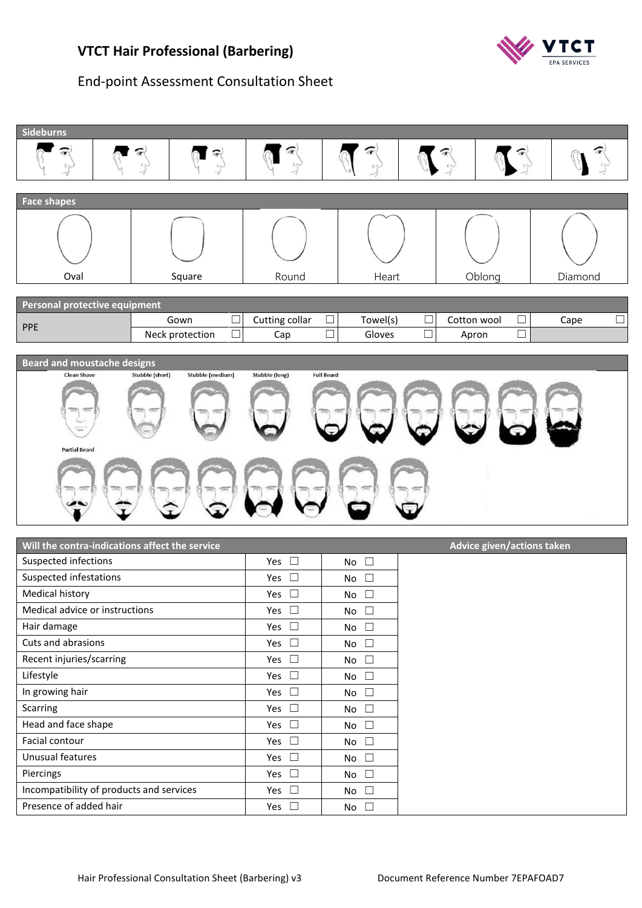## VTCT Hair Professional (Barbering)

End-point Assessment Consultation Sheet

**Sideburns**

**Face shapes**

| Oval | Square | Round | Heart | Oblong | Diamond |
|---|---|---|---|---|---|

**Personal protective equipment**

| PPE | | | | | | | | | | |
|---|---|---|---|---|---|---|---|---|---|---|
| | Gown | ☐ | Cutting collar | ☐ | Towel(s) | ☐ | Cotton wool | ☐ | Cape | ☐ |
| | Neck protection | ☐ | Cap | ☐ | Gloves | ☐ | Apron | ☐ | | |

**Beard and moustache designs**

Clean Shave, Stubble (short), Stubble (medium), Stubble (long), Full Beard

Partial Beard

| Will the contra-indications affect the service | | | Advice given/actions taken |
|---|---|---|---|
| Suspected infections | Yes ☐ | No ☐ | |
| Suspected infestations | Yes ☐ | No ☐ | |
| Medical history | Yes ☐ | No ☐ | |
| Medical advice or instructions | Yes ☐ | No ☐ | |
| Hair damage | Yes ☐ | No ☐ | |
| Cuts and abrasions | Yes ☐ | No ☐ | |
| Recent injuries/scarring | Yes ☐ | No ☐ | |
| Lifestyle | Yes ☐ | No ☐ | |
| In growing hair | Yes ☐ | No ☐ | |
| Scarring | Yes ☐ | No ☐ | |
| Head and face shape | Yes ☐ | No ☐ | |
| Facial contour | Yes ☐ | No ☐ | |
| Unusual features | Yes ☐ | No ☐ | |
| Piercings | Yes ☐ | No ☐ | |
| Incompatibility of products and services | Yes ☐ | No ☐ | |
| Presence of added hair | Yes ☐ | No ☐ | |

Hair Professional Consultation Sheet (Barbering) v3 Document Reference Number 7EPAFOAD7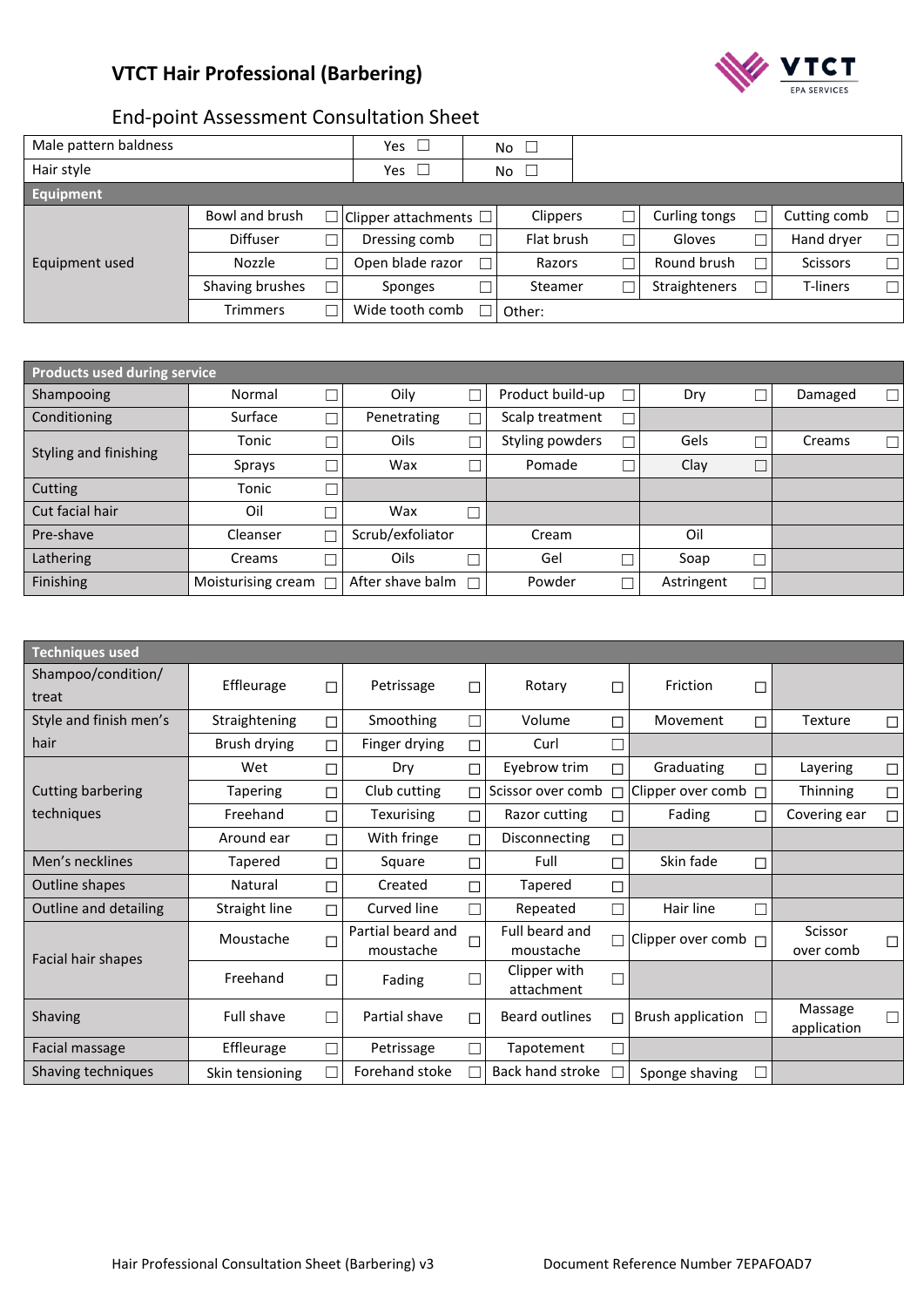# VTCT Hair Professional (Barbering)

## End-point Assessment Consultation Sheet

| | | | |
|---|---|---|---|
| Male pattern baldness | Yes ☐ | No ☐ | |
| Hair style | Yes ☐ | No ☐ | |

| **Equipment** | | | | | |
|---|---|---|---|---|---|
| Equipment used | Bowl and brush ☐ | Clipper attachments ☐ | Clippers ☐ | Curling tongs ☐ | Cutting comb ☐ |
| | Diffuser ☐ | Dressing comb ☐ | Flat brush ☐ | Gloves ☐ | Hand dryer ☐ |
| | Nozzle ☐ | Open blade razor ☐ | Razors ☐ | Round brush ☐ | Scissors ☐ |
| | Shaving brushes ☐ | Sponges ☐ | Steamer ☐ | Straighteners ☐ | T-liners ☐ |
| | Trimmers ☐ | Wide tooth comb ☐ | Other: | | |

| **Products used during service** | | | | | |
|---|---|---|---|---|---|
| Shampooing | Normal ☐ | Oily ☐ | Product build-up ☐ | Dry ☐ | Damaged ☐ |
| Conditioning | Surface ☐ | Penetrating ☐ | Scalp treatment ☐ | | |
| Styling and finishing | Tonic ☐ | Oils ☐ | Styling powders ☐ | Gels ☐ | Creams ☐ |
| | Sprays ☐ | Wax ☐ | Pomade ☐ | Clay ☐ | |
| Cutting | Tonic ☐ | | | | |
| Cut facial hair | Oil ☐ | Wax ☐ | | | |
| Pre-shave | Cleanser ☐ | Scrub/exfoliator | Cream | Oil | |
| Lathering | Creams ☐ | Oils ☐ | Gel ☐ | Soap ☐ | |
| Finishing | Moisturising cream ☐ | After shave balm ☐ | Powder ☐ | Astringent ☐ | |

| **Techniques used** | | | | | |
|---|---|---|---|---|---|
| Shampoo/condition/ treat | Effleurage ☐ | Petrissage ☐ | Rotary ☐ | Friction ☐ | |
| Style and finish men's hair | Straightening ☐ | Smoothing ☐ | Volume ☐ | Movement ☐ | Texture ☐ |
| | Brush drying ☐ | Finger drying ☐ | Curl ☐ | | |
| Cutting barbering techniques | Wet ☐ | Dry ☐ | Eyebrow trim ☐ | Graduating ☐ | Layering ☐ |
| | Tapering ☐ | Club cutting ☐ | Scissor over comb ☐ | Clipper over comb ☐ | Thinning ☐ |
| | Freehand ☐ | Texurising ☐ | Razor cutting ☐ | Fading ☐ | Covering ear ☐ |
| | Around ear ☐ | With fringe ☐ | Disconnecting ☐ | | |
| Men's necklines | Tapered ☐ | Square ☐ | Full ☐ | Skin fade ☐ | |
| Outline shapes | Natural ☐ | Created ☐ | Tapered ☐ | | |
| Outline and detailing | Straight line ☐ | Curved line ☐ | Repeated ☐ | Hair line ☐ | |
| Facial hair shapes | Moustache ☐ | Partial beard and moustache ☐ | Full beard and moustache ☐ | Clipper over comb ☐ | Scissor over comb ☐ |
| | Freehand ☐ | Fading ☐ | Clipper with attachment ☐ | | |
| Shaving | Full shave ☐ | Partial shave ☐ | Beard outlines ☐ | Brush application ☐ | Massage application ☐ |
| Facial massage | Effleurage ☐ | Petrissage ☐ | Tapotement ☐ | | |
| Shaving techniques | Skin tensioning ☐ | Forehand stoke ☐ | Back hand stroke ☐ | Sponge shaving ☐ | |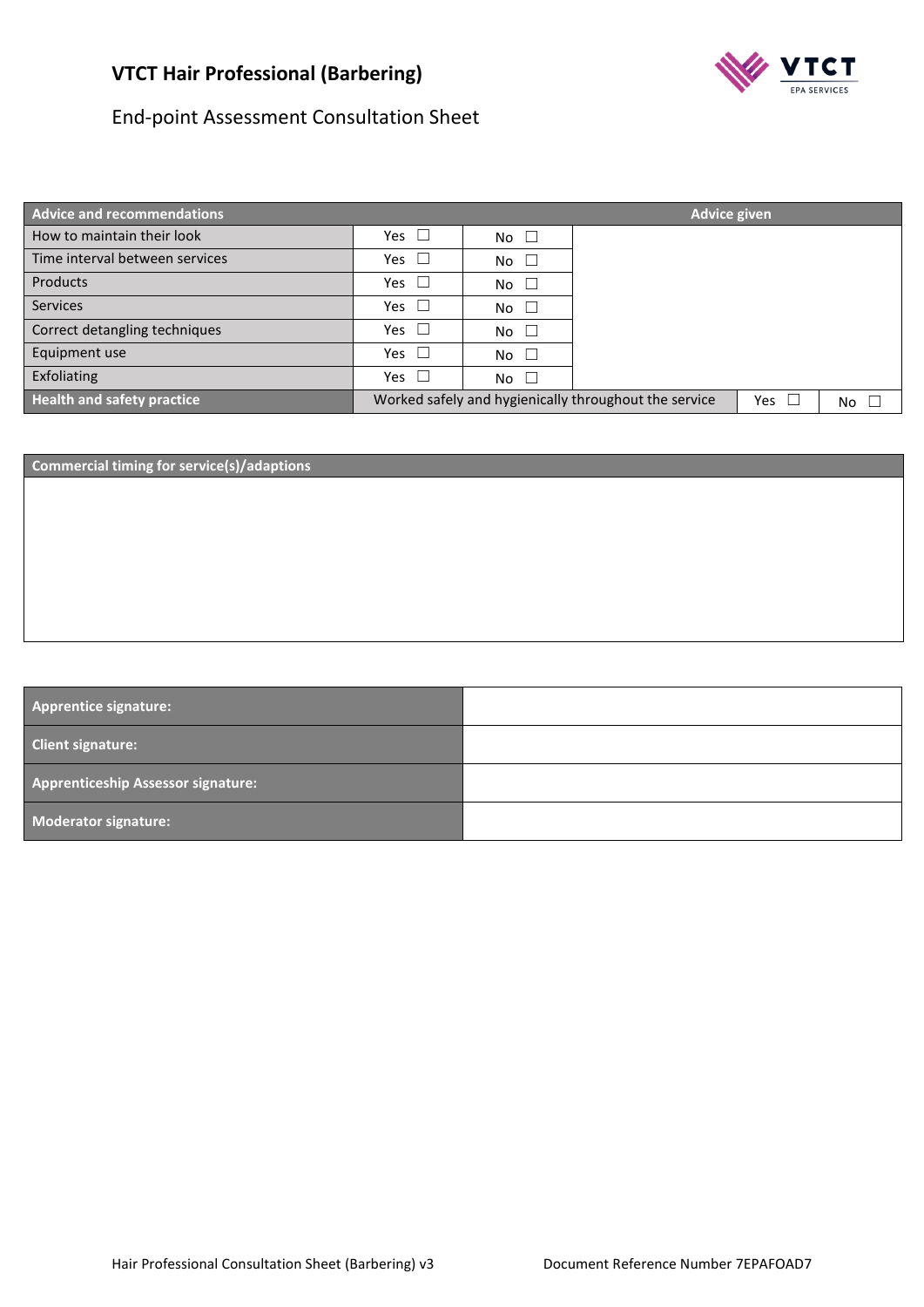# VTCT Hair Professional (Barbering)

End-point Assessment Consultation Sheet

| Advice and recommendations | | | Advice given | |
|---|---|---|---|---|
| How to maintain their look | Yes ☐ | No ☐ | | |
| Time interval between services | Yes ☐ | No ☐ | | |
| Products | Yes ☐ | No ☐ | | |
| Services | Yes ☐ | No ☐ | | |
| Correct detangling techniques | Yes ☐ | No ☐ | | |
| Equipment use | Yes ☐ | No ☐ | | |
| Exfoliating | Yes ☐ | No ☐ | | |
| **Health and safety practice** | Worked safely and hygienically throughout the service | | Yes ☐ | No ☐ |

| Commercial timing for service(s)/adaptions |
|---|
| |

| | |
|---|---|
| **Apprentice signature:** | |
| **Client signature:** | |
| **Apprenticeship Assessor signature:** | |
| **Moderator signature:** | |

Hair Professional Consultation Sheet (Barbering) v3

Document Reference Number 7EPAFOAD7